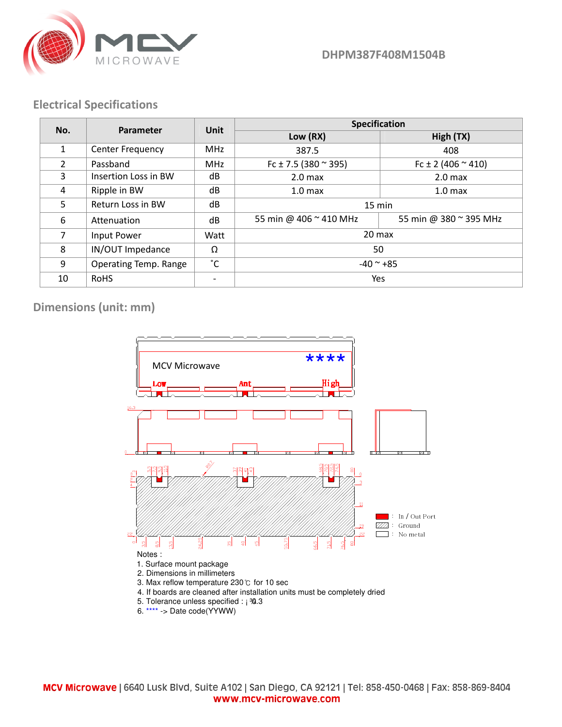DHPM387F408M1504B

## Electrical Specifications

| No. | Parameter | Unit | Specification | |
|---|---|---|---|---|
| | | | Low (RX) | High (TX) |
| 1 | Center Frequency | MHz | 387.5 | 408 |
| 2 | Passband | MHz | Fc ± 7.5 (380 ~ 395) | Fc ± 2 (406 ~ 410) |
| 3 | Insertion Loss in BW | dB | 2.0 max | 2.0 max |
| 4 | Ripple in BW | dB | 1.0 max | 1.0 max |
| 5 | Return Loss in BW | dB | 15 min | |
| 6 | Attenuation | dB | 55 min @ 406 ~ 410 MHz | 55 min @ 380 ~ 395 MHz |
| 7 | Input Power | Watt | 20 max | |
| 8 | IN/OUT Impedance | Ω | 50 | |
| 9 | Operating Temp. Range | ˚C | -40 ~ +85 | |
| 10 | RoHS | - | Yes | |

## Dimensions (unit: mm)

MCV Microwave ****

Low Ant High

In / Out Port
Ground
No metal

Notes :
1. Surface mount package
2. Dimensions in millimeters
3. Max reflow temperature 230℃ for 10 sec
4. If boards are cleaned after installation units must be completely dried
5. Tolerance unless specified : ±0.3
6. **** -> Date code(YYWW)

**MCV Microwave** | 6640 Lusk Blvd, Suite A102 | San Diego, CA 92121 | Tel: 858-450-0468 | Fax: 858-869-8404
www.mcv-microwave.com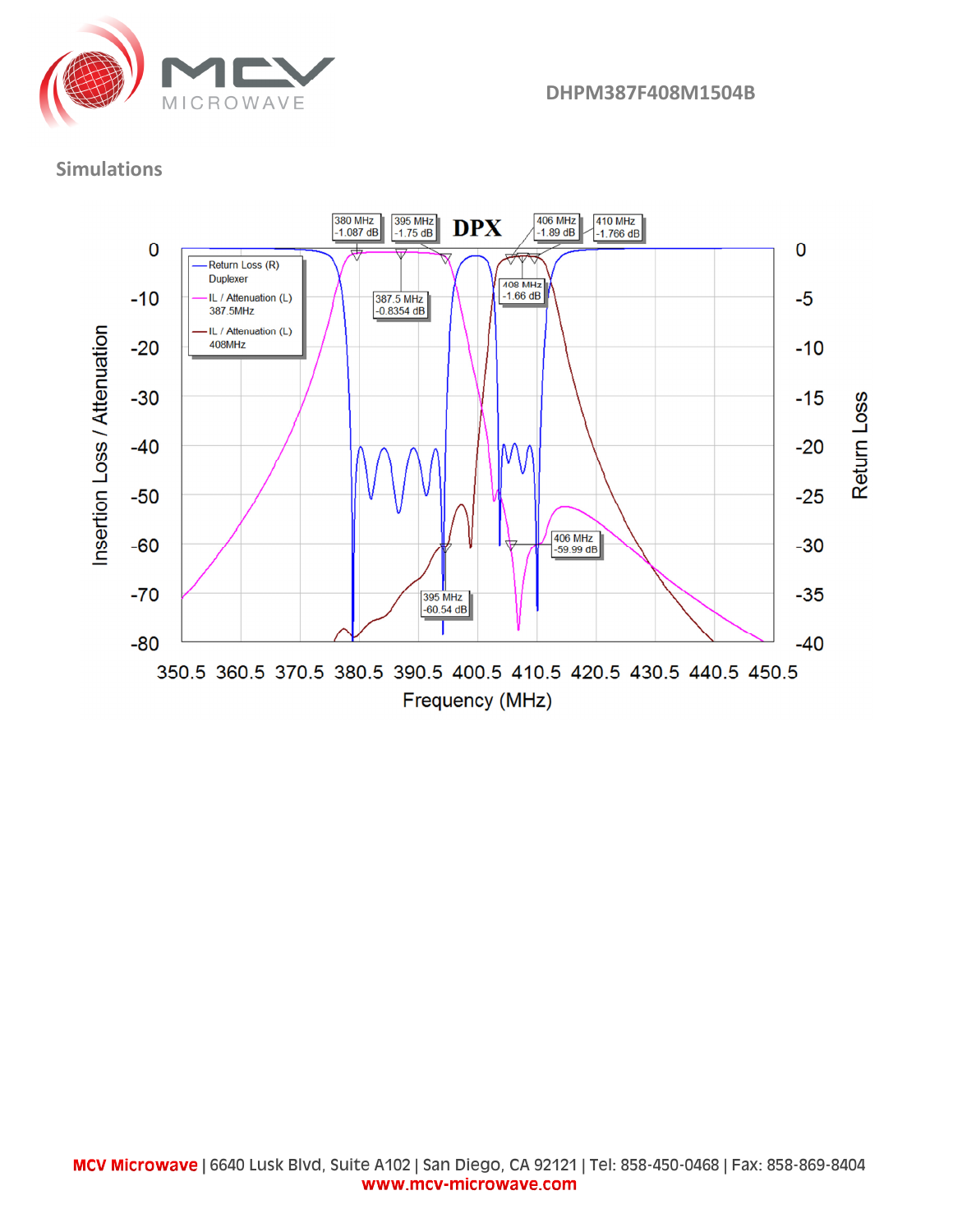DHPM387F408M1504B

## Simulations

DPX

380 MHz
-1.087 dB

395 MHz
-1.75 dB

406 MHz
-1.89 dB

410 MHz
-1.766 dB

387.5 MHz
-0.8354 dB

408 MHz
-1.66 dB

406 MHz
-59.99 dB

395 MHz
-60.54 dB

Return Loss (R)
Duplexer

IL / Attenuation (L)
387.5MHz

IL / Attenuation (L)
408MHz

Insertion Loss / Attenuation

0
-10
-20
-30
-40
-50
-60
-70
-80

Return Loss

0
-5
-10
-15
-20
-25
-30
-35
-40

350.5 360.5 370.5 380.5 390.5 400.5 410.5 420.5 430.5 440.5 450.5

Frequency (MHz)